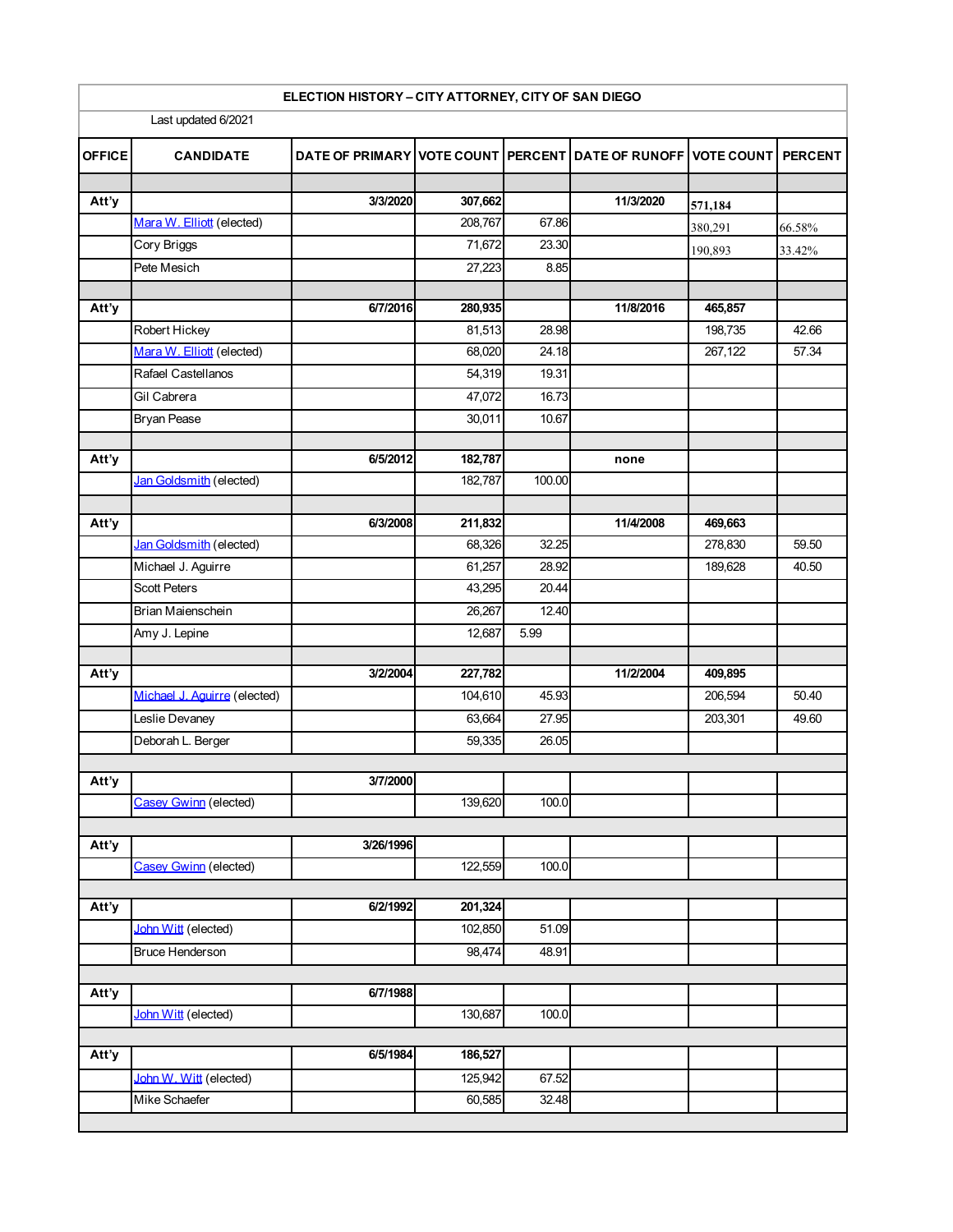# ELECTION HISTORY – CITY ATTORNEY, CITY OF SAN DIEGO

Last updated 6/2021

| OFFICE | CANDIDATE | DATE OF PRIMARY | VOTE COUNT | PERCENT | DATE OF RUNOFF | VOTE COUNT | PERCENT |
|---|---|---|---|---|---|---|---|
| | | | | | | | |
| **Att'y** | | **3/3/2020** | **307,662** | | **11/3/2020** | **571,184** | |
| | Mara W. Elliott (elected) | | 208,767 | 67.86 | | 380,291 | 66.58% |
| | Cory Briggs | | 71,672 | 23.30 | | 190,893 | 33.42% |
| | Pete Mesich | | 27,223 | 8.85 | | | |
| | | | | | | | |
| **Att'y** | | **6/7/2016** | **280,935** | | **11/8/2016** | **465,857** | |
| | Robert Hickey | | 81,513 | 28.98 | | 198,735 | 42.66 |
| | Mara W. Elliott (elected) | | 68,020 | 24.18 | | 267,122 | 57.34 |
| | Rafael Castellanos | | 54,319 | 19.31 | | | |
| | Gil Cabrera | | 47,072 | 16.73 | | | |
| | Bryan Pease | | 30,011 | 10.67 | | | |
| | | | | | | | |
| **Att'y** | | **6/5/2012** | **182,787** | | **none** | | |
| | Jan Goldsmith (elected) | | 182,787 | 100.00 | | | |
| | | | | | | | |
| **Att'y** | | **6/3/2008** | **211,832** | | **11/4/2008** | **469,663** | |
| | Jan Goldsmith (elected) | | 68,326 | 32.25 | | 278,830 | 59.50 |
| | Michael J. Aguirre | | 61,257 | 28.92 | | 189,628 | 40.50 |
| | Scott Peters | | 43,295 | 20.44 | | | |
| | Brian Maienschein | | 26,267 | 12.40 | | | |
| | Amy J. Lepine | | 12,687 | 5.99 | | | |
| | | | | | | | |
| **Att'y** | | **3/2/2004** | **227,782** | | **11/2/2004** | **409,895** | |
| | Michael J. Aguirre (elected) | | 104,610 | 45.93 | | 206,594 | 50.40 |
| | Leslie Devaney | | 63,664 | 27.95 | | 203,301 | 49.60 |
| | Deborah L. Berger | | 59,335 | 26.05 | | | |
| | | | | | | | |
| **Att'y** | | **3/7/2000** | | | | | |
| | Casey Gwinn (elected) | | 139,620 | 100.0 | | | |
| | | | | | | | |
| **Att'y** | | **3/26/1996** | | | | | |
| | Casey Gwinn (elected) | | 122,559 | 100.0 | | | |
| | | | | | | | |
| **Att'y** | | **6/2/1992** | **201,324** | | | | |
| | John Witt (elected) | | 102,850 | 51.09 | | | |
| | Bruce Henderson | | 98,474 | 48.91 | | | |
| | | | | | | | |
| **Att'y** | | **6/7/1988** | | | | | |
| | John Witt (elected) | | 130,687 | 100.0 | | | |
| | | | | | | | |
| **Att'y** | | **6/5/1984** | **186,527** | | | | |
| | John W. Witt (elected) | | 125,942 | 67.52 | | | |
| | Mike Schaefer | | 60,585 | 32.48 | | | |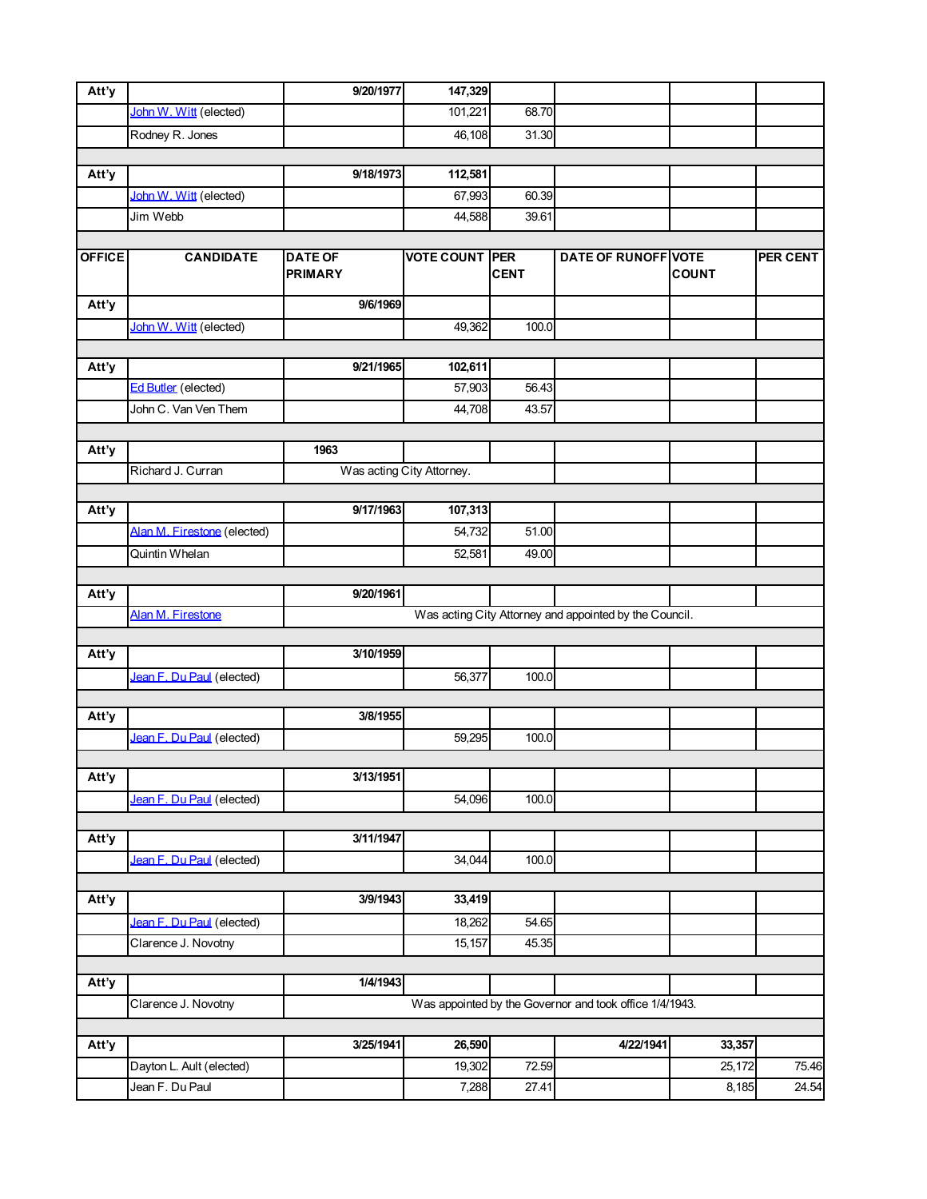| OFFICE | CANDIDATE | DATE OF PRIMARY | VOTE COUNT | PER CENT | DATE OF RUNOFF | VOTE COUNT | PER CENT |
|---|---|---|---|---|---|---|---|
| Att'y | | 9/20/1977 | 147,329 | | | | |
| | John W. Witt (elected) | | 101,221 | 68.70 | | | |
| | Rodney R. Jones | | 46,108 | 31.30 | | | |
| | | | | | | | |
| Att'y | | 9/18/1973 | 112,581 | | | | |
| | John W. Witt (elected) | | 67,993 | 60.39 | | | |
| | Jim Webb | | 44,588 | 39.61 | | | |
| | | | | | | | |
| OFFICE | CANDIDATE | DATE OF PRIMARY | VOTE COUNT | PER CENT | DATE OF RUNOFF | VOTE COUNT | PER CENT |
| Att'y | | 9/6/1969 | | | | | |
| | John W. Witt (elected) | | 49,362 | 100.0 | | | |
| | | | | | | | |
| Att'y | | 9/21/1965 | 102,611 | | | | |
| | Ed Butler (elected) | | 57,903 | 56.43 | | | |
| | John C. Van Ven Them | | 44,708 | 43.57 | | | |
| | | | | | | | |
| Att'y | | 1963 | | | | | |
| | Richard J. Curran | Was acting City Attorney. | | | | | |
| | | | | | | | |
| Att'y | | 9/17/1963 | 107,313 | | | | |
| | Alan M. Firestone (elected) | | 54,732 | 51.00 | | | |
| | Quintin Whelan | | 52,581 | 49.00 | | | |
| | | | | | | | |
| Att'y | | 9/20/1961 | | | | | |
| | Alan M. Firestone | Was acting City Attorney and appointed by the Council. | | | | | |
| | | | | | | | |
| Att'y | | 3/10/1959 | | | | | |
| | Jean F. Du Paul (elected) | | 56,377 | 100.0 | | | |
| | | | | | | | |
| Att'y | | 3/8/1955 | | | | | |
| | Jean F. Du Paul (elected) | | 59,295 | 100.0 | | | |
| | | | | | | | |
| Att'y | | 3/13/1951 | | | | | |
| | Jean F. Du Paul (elected) | | 54,096 | 100.0 | | | |
| | | | | | | | |
| Att'y | | 3/11/1947 | | | | | |
| | Jean F. Du Paul (elected) | | 34,044 | 100.0 | | | |
| | | | | | | | |
| Att'y | | 3/9/1943 | 33,419 | | | | |
| | Jean F. Du Paul (elected) | | 18,262 | 54.65 | | | |
| | Clarence J. Novotny | | 15,157 | 45.35 | | | |
| | | | | | | | |
| Att'y | | 1/4/1943 | | | | | |
| | Clarence J. Novotny | Was appointed by the Governor and took office 1/4/1943. | | | | | |
| | | | | | | | |
| Att'y | | 3/25/1941 | 26,590 | | 4/22/1941 | 33,357 | |
| | Dayton L. Ault (elected) | | 19,302 | 72.59 | | 25,172 | 75.46 |
| | Jean F. Du Paul | | 7,288 | 27.41 | | 8,185 | 24.54 |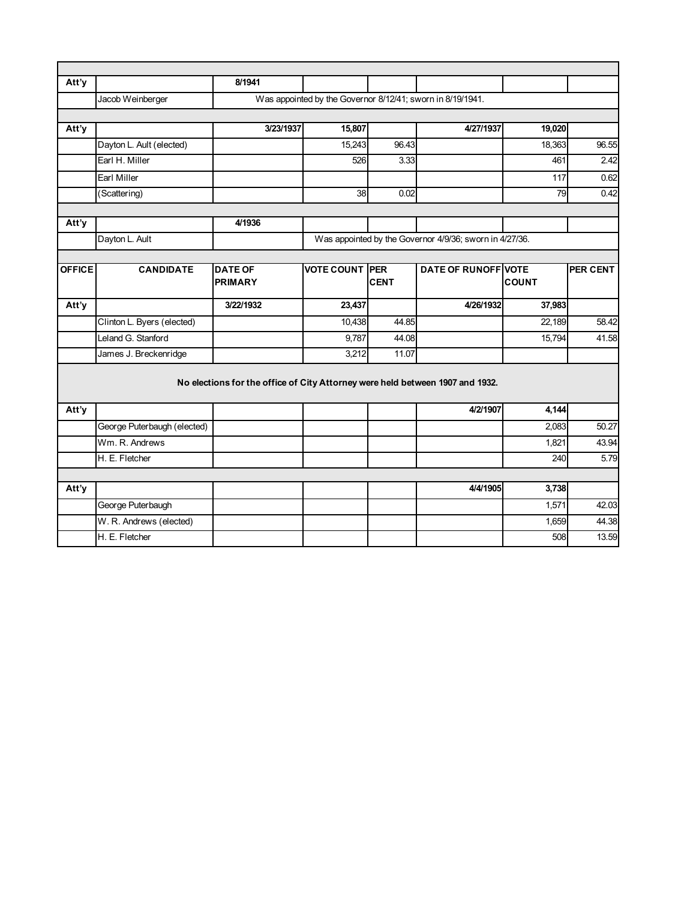| | | | | | | | |
|---|---|---|---|---|---|---|---|
| **Att'y** | | **8/1941** | | | | | |
| | Jacob Weinberger | Was appointed by the Governor 8/12/41; sworn in 8/19/1941. | | | | | |
| | | | | | | | |
| **Att'y** | | **3/23/1937** | **15,807** | | **4/27/1937** | **19,020** | |
| | Dayton L. Ault (elected) | | 15,243 | 96.43 | | 18,363 | 96.55 |
| | Earl H. Miller | | 526 | 3.33 | | 461 | 2.42 |
| | Earl Miller | | | | | 117 | 0.62 |
| | (Scattering) | | 38 | 0.02 | | 79 | 0.42 |
| | | | | | | | |
| **Att'y** | | **4/1936** | | | | | |
| | Dayton L. Ault | | Was appointed by the Governor 4/9/36; sworn in 4/27/36. | | | | |
| | | | | | | | |
| **OFFICE** | **CANDIDATE** | **DATE OF PRIMARY** | **VOTE COUNT** | **PER CENT** | **DATE OF RUNOFF** | **VOTE COUNT** | **PER CENT** |
| **Att'y** | | **3/22/1932** | **23,437** | | **4/26/1932** | **37,983** | |
| | Clinton L. Byers (elected) | | 10,438 | 44.85 | | 22,189 | 58.42 |
| | Leland G. Stanford | | 9,787 | 44.08 | | 15,794 | 41.58 |
| | James J. Breckenridge | | 3,212 | 11.07 | | | |
| **No elections for the office of City Attorney were held between 1907 and 1932.** | | | | | | | |
| **Att'y** | | | | | **4/2/1907** | **4,144** | |
| | George Puterbaugh (elected) | | | | | 2,083 | 50.27 |
| | Wm. R. Andrews | | | | | 1,821 | 43.94 |
| | H. E. Fletcher | | | | | 240 | 5.79 |
| | | | | | | | |
| **Att'y** | | | | | **4/4/1905** | **3,738** | |
| | George Puterbaugh | | | | | 1,571 | 42.03 |
| | W. R. Andrews (elected) | | | | | 1,659 | 44.38 |
| | H. E. Fletcher | | | | | 508 | 13.59 |